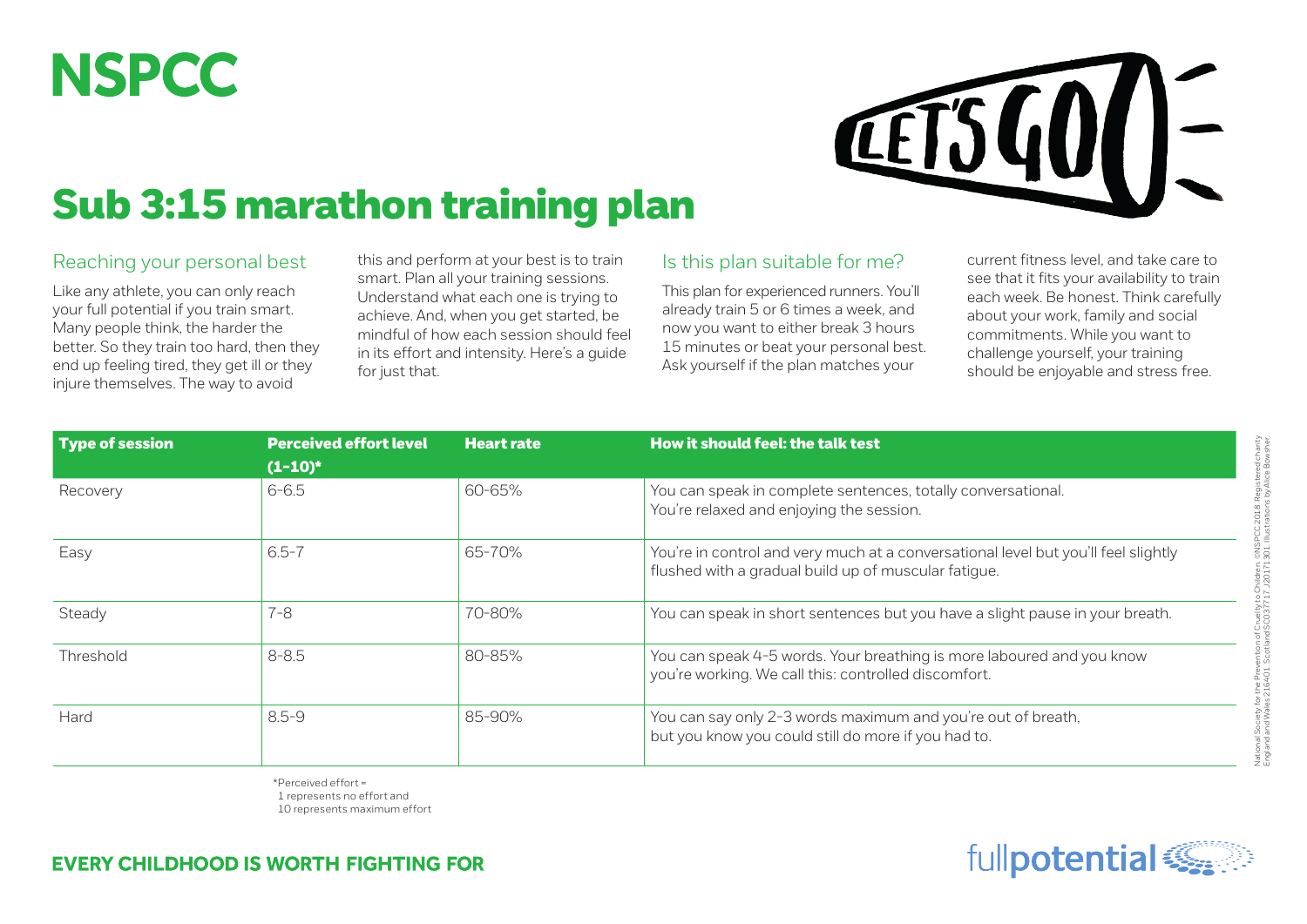# NSPCC

## Sub 3:15 marathon training plan

LET'S GO!

### Reaching your personal best

Like any athlete, you can only reach your full potential if you train smart. Many people think, the harder the better. So they train too hard, then they end up feeling tired, they get ill or they injure themselves. The way to avoid this and perform at your best is to train smart. Plan all your training sessions. Understand what each one is trying to achieve. And, when you get started, be mindful of how each session should feel in its effort and intensity. Here's a guide for just that.

### Is this plan suitable for me?

This plan for experienced runners. You'll already train 5 or 6 times a week, and now you want to either break 3 hours 15 minutes or beat your personal best. Ask yourself if the plan matches your current fitness level, and take care to see that it fits your availability to train each week. Be honest. Think carefully about your work, family and social commitments. While you want to challenge yourself, your training should be enjoyable and stress free.

| Type of session | Perceived effort level (1-10)* | Heart rate | How it should feel: the talk test |
|---|---|---|---|
| Recovery | 6-6.5 | 60-65% | You can speak in complete sentences, totally conversational. You're relaxed and enjoying the session. |
| Easy | 6.5-7 | 65-70% | You're in control and very much at a conversational level but you'll feel slightly flushed with a gradual build up of muscular fatigue. |
| Steady | 7-8 | 70-80% | You can speak in short sentences but you have a slight pause in your breath. |
| Threshold | 8-8.5 | 80-85% | You can speak 4-5 words. Your breathing is more laboured and you know you're working. We call this: controlled discomfort. |
| Hard | 8.5-9 | 85-90% | You can say only 2-3 words maximum and you're out of breath, but you know you could still do more if you had to. |

*Perceived effort = 1 represents no effort and 10 represents maximum effort

National Society for the Prevention of Cruelty to Children. ©NSPCC 2018. Registered charity England and Wales 216401. Scotland SC037717. J20171301. Illustrations by Alice Bowsher.

**EVERY CHILDHOOD IS WORTH FIGHTING FOR**

fullpotential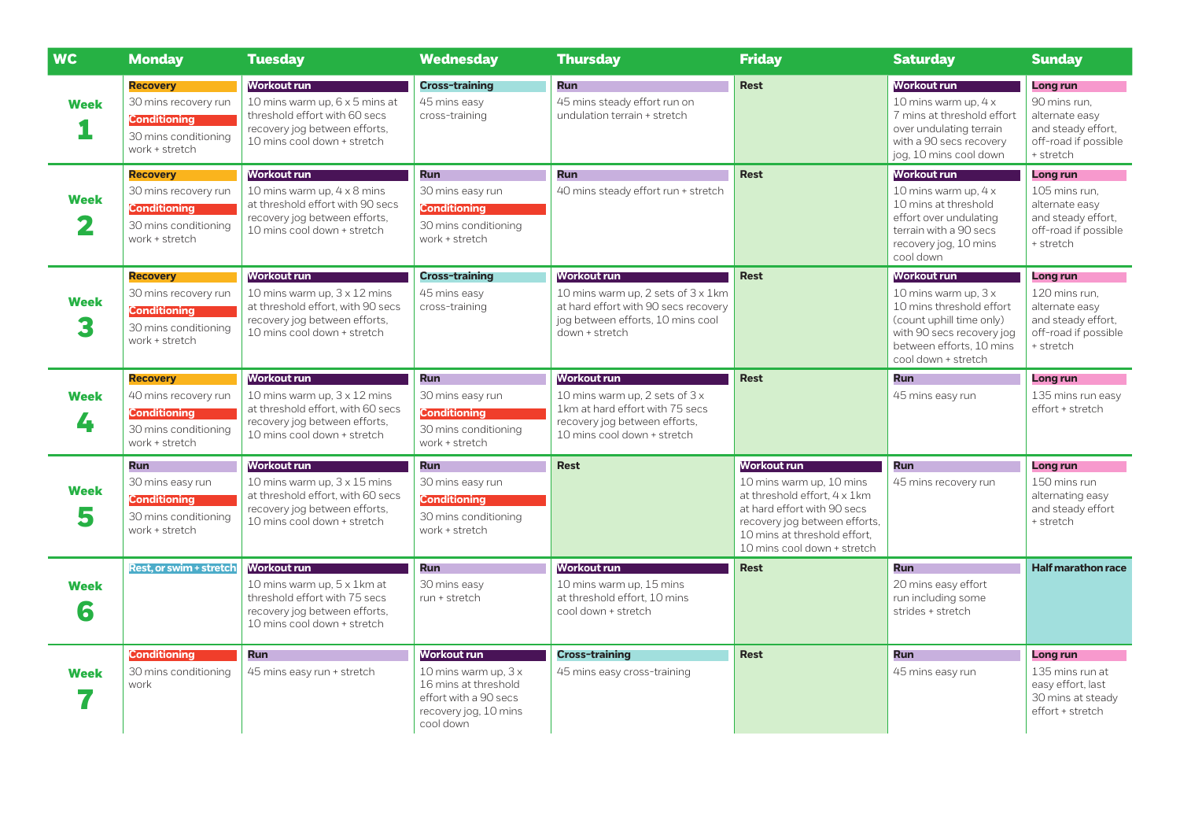| WC | Monday | Tuesday | Wednesday | Thursday | Friday | Saturday | Sunday |
|---|---|---|---|---|---|---|---|
| **Week 1** | **Recovery** 30 mins recovery run **Conditioning** 30 mins conditioning work + stretch | **Workout run** 10 mins warm up, 6 x 5 mins at threshold effort with 60 secs recovery jog between efforts, 10 mins cool down + stretch | **Cross-training** 45 mins easy cross-training | **Run** 45 mins steady effort run on undulation terrain + stretch | **Rest** | **Workout run** 10 mins warm up, 4 x 7 mins at threshold effort over undulating terrain with a 90 secs recovery jog, 10 mins cool down | **Long run** 90 mins run, alternate easy and steady effort, off-road if possible + stretch |
| **Week 2** | **Recovery** 30 mins recovery run **Conditioning** 30 mins conditioning work + stretch | **Workout run** 10 mins warm up, 4 x 8 mins at threshold effort with 90 secs recovery jog between efforts, 10 mins cool down + stretch | **Run** 30 mins easy run **Conditioning** 30 mins conditioning work + stretch | **Run** 40 mins steady effort run + stretch | **Rest** | **Workout run** 10 mins warm up, 4 x 10 mins at threshold effort over undulating terrain with a 90 secs recovery jog, 10 mins cool down | **Long run** 105 mins run, alternate easy and steady effort, off-road if possible + stretch |
| **Week 3** | **Recovery** 30 mins recovery run **Conditioning** 30 mins conditioning work + stretch | **Workout run** 10 mins warm up, 3 x 12 mins at threshold effort, with 90 secs recovery jog between efforts, 10 mins cool down + stretch | **Cross-training** 45 mins easy cross-training | **Workout run** 10 mins warm up, 2 sets of 3 x 1km at hard effort with 90 secs recovery jog between efforts, 10 mins cool down + stretch | **Rest** | **Workout run** 10 mins warm up, 3 x 10 mins threshold effort (count uphill time only) with 90 secs recovery jog between efforts, 10 mins cool down + stretch | **Long run** 120 mins run, alternate easy and steady effort, off-road if possible + stretch |
| **Week 4** | **Recovery** 40 mins recovery run **Conditioning** 30 mins conditioning work + stretch | **Workout run** 10 mins warm up, 3 x 12 mins at threshold effort, with 60 secs recovery jog between efforts, 10 mins cool down + stretch | **Run** 30 mins easy run **Conditioning** 30 mins conditioning work + stretch | **Workout run** 10 mins warm up, 2 sets of 3 x 1km at hard effort with 75 secs recovery jog between efforts, 10 mins cool down + stretch | **Rest** | **Run** 45 mins easy run | **Long run** 135 mins run easy effort + stretch |
| **Week 5** | **Run** 30 mins easy run **Conditioning** 30 mins conditioning work + stretch | **Workout run** 10 mins warm up, 3 x 15 mins at threshold effort, with 60 secs recovery jog between efforts, 10 mins cool down + stretch | **Run** 30 mins easy run **Conditioning** 30 mins conditioning work + stretch | **Rest** | **Workout run** 10 mins warm up, 10 mins at threshold effort, 4 x 1km at hard effort with 90 secs recovery jog between efforts, 10 mins at threshold effort, 10 mins cool down + stretch | **Run** 45 mins recovery run | **Long run** 150 mins run alternating easy and steady effort + stretch |
| **Week 6** | **Rest, or swim + stretch** | **Workout run** 10 mins warm up, 5 x 1km at threshold effort with 75 secs recovery jog between efforts, 10 mins cool down + stretch | **Run** 30 mins easy run + stretch | **Workout run** 10 mins warm up, 15 mins at threshold effort, 10 mins cool down + stretch | **Rest** | **Run** 20 mins easy effort run including some strides + stretch | **Half marathon race** |
| **Week 7** | **Conditioning** 30 mins conditioning work | **Run** 45 mins easy run + stretch | **Workout run** 10 mins warm up, 3 x 16 mins at threshold effort with a 90 secs recovery jog, 10 mins cool down | **Cross-training** 45 mins easy cross-training | **Rest** | **Run** 45 mins easy run | **Long run** 135 mins run at easy effort, last 30 mins at steady effort + stretch |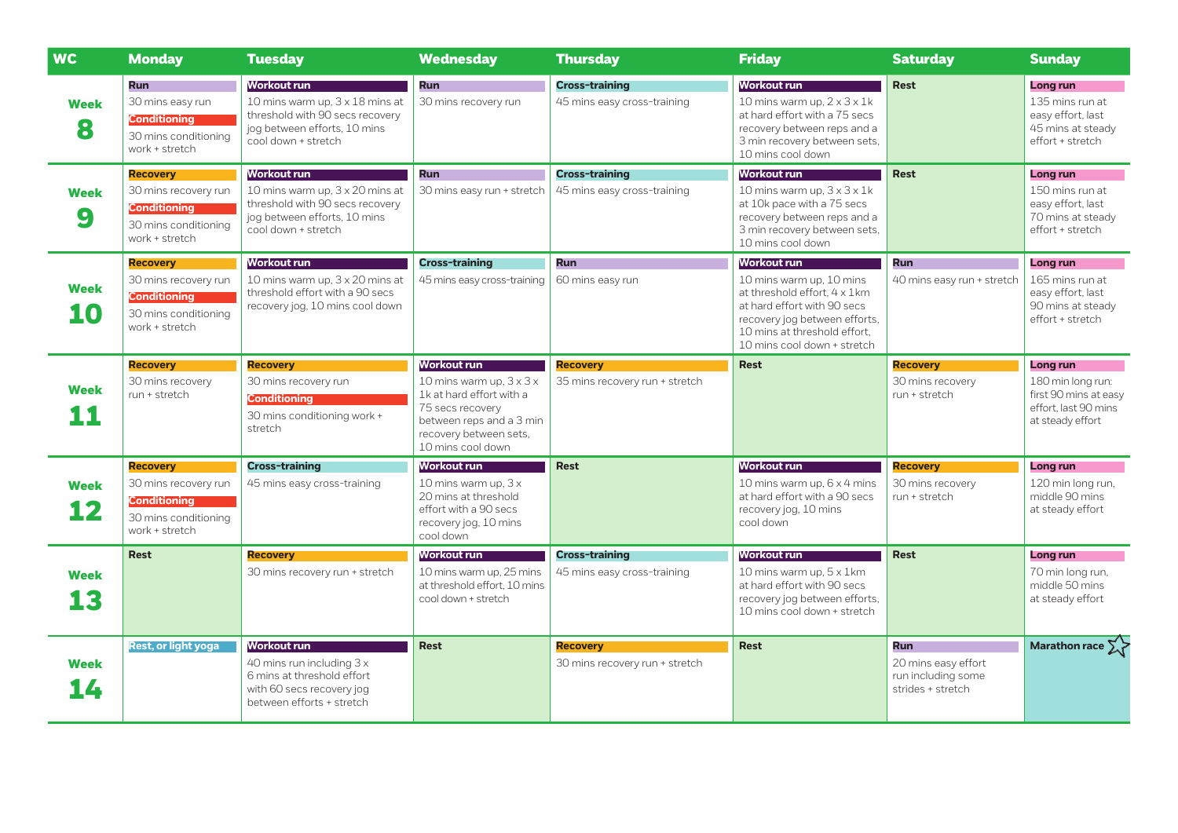| WC | Monday | Tuesday | Wednesday | Thursday | Friday | Saturday | Sunday |
| --- | --- | --- | --- | --- | --- | --- | --- |
| Week 8 | **Run** 30 mins easy run **Conditioning** 30 mins conditioning work + stretch | **Workout run** 10 mins warm up, 3 x 18 mins at threshold with 90 secs recovery jog between efforts, 10 mins cool down + stretch | **Run** 30 mins recovery run | **Cross-training** 45 mins easy cross-training | **Workout run** 10 mins warm up, 2 x 3 x 1k at hard effort with a 75 secs recovery between reps and a 3 min recovery between sets, 10 mins cool down | **Rest** | **Long run** 135 mins run at easy effort, last 45 mins at steady effort + stretch |
| Week 9 | **Recovery** 30 mins recovery run **Conditioning** 30 mins conditioning work + stretch | **Workout run** 10 mins warm up, 3 x 20 mins at threshold with 90 secs recovery jog between efforts, 10 mins cool down + stretch | **Run** 30 mins easy run + stretch | **Cross-training** 45 mins easy cross-training | **Workout run** 10 mins warm up, 3 x 3 x 1k at 10k pace with a 75 secs recovery between reps and a 3 min recovery between sets, 10 mins cool down | **Rest** | **Long run** 150 mins run at easy effort, last 70 mins at steady effort + stretch |
| Week 10 | **Recovery** 30 mins recovery run **Conditioning** 30 mins conditioning work + stretch | **Workout run** 10 mins warm up, 3 x 20 mins at threshold effort with a 90 secs recovery jog, 10 mins cool down | **Cross-training** 45 mins easy cross-training | **Run** 60 mins easy run | **Workout run** 10 mins warm up, 10 mins at threshold effort, 4 x 1km at hard effort with 90 secs recovery jog between efforts, 10 mins at threshold effort, 10 mins cool down + stretch | **Run** 40 mins easy run + stretch | **Long run** 165 mins run at easy effort, last 90 mins at steady effort + stretch |
| Week 11 | **Recovery** 30 mins recovery run + stretch | **Recovery** 30 mins recovery run **Conditioning** 30 mins conditioning work + stretch | **Workout run** 10 mins warm up, 3 x 3 x 1k at hard effort with a 75 secs recovery between reps and a 3 min recovery between sets, 10 mins cool down | **Recovery** 35 mins recovery run + stretch | **Rest** | **Recovery** 30 mins recovery run + stretch | **Long run** 180 min long run: first 90 mins at easy effort, last 90 mins at steady effort |
| Week 12 | **Recovery** 30 mins recovery run **Conditioning** 30 mins conditioning work + stretch | **Cross-training** 45 mins easy cross-training | **Workout run** 10 mins warm up, 3 x 20 mins at threshold effort with a 90 secs recovery jog, 10 mins cool down | **Rest** | **Workout run** 10 mins warm up, 6 x 4 mins at hard effort with a 90 secs recovery jog, 10 mins cool down | **Recovery** 30 mins recovery run + stretch | **Long run** 120 min long run, middle 90 mins at steady effort |
| Week 13 | **Rest** | **Recovery** 30 mins recovery run + stretch | **Workout run** 10 mins warm up, 25 mins at threshold effort, 10 mins cool down + stretch | **Cross-training** 45 mins easy cross-training | **Workout run** 10 mins warm up, 5 x 1km at hard effort with 90 secs recovery jog between efforts, 10 mins cool down + stretch | **Rest** | **Long run** 70 min long run, middle 50 mins at steady effort |
| Week 14 | **Rest, or light yoga** | **Workout run** 40 mins run including 3 x 6 mins at threshold effort with 60 secs recovery jog between efforts + stretch | **Rest** | **Recovery** 30 mins recovery run + stretch | **Rest** | **Run** 20 mins easy effort run including some strides + stretch | **Marathon race** |